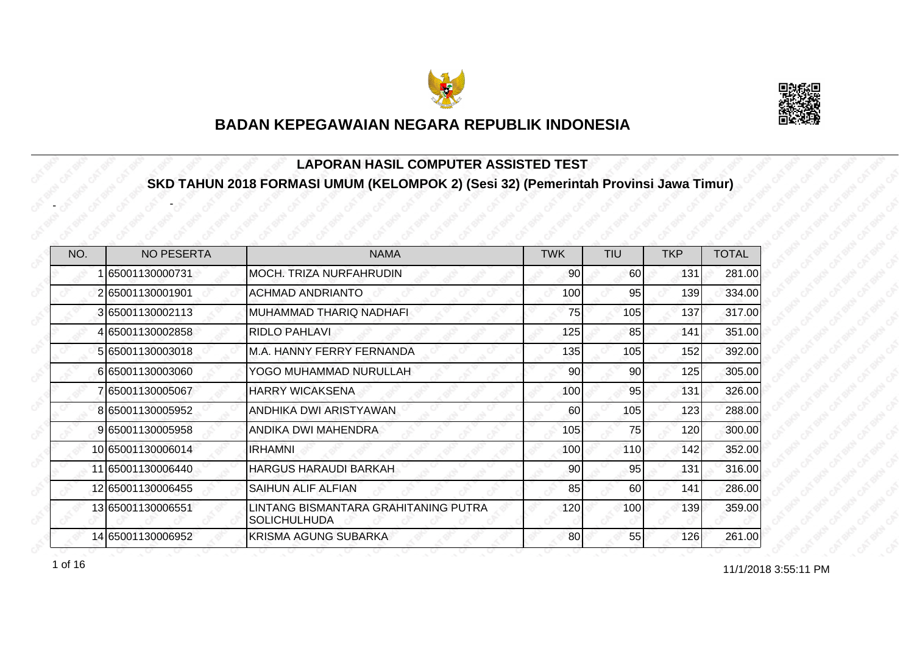# BADAN KEPEGAWAIAN NEGARA REPUBLIK INDONESIA

## LAPORAN HASIL COMPUTER ASSISTED TEST

## SKD TAHUN 2018 FORMASI UMUM (KELOMPOK 2) (Sesi 32) (Pemerintah Provinsi Jawa Timur)

- -

| NO. | NO PESERTA | NAMA | TWK | TIU | TKP | TOTAL |
|---|---|---|---|---|---|---|
| 1 | 65001130000731 | MOCH. TRIZA NURFAHRUDIN | 90 | 60 | 131 | 281.00 |
| 2 | 65001130001901 | ACHMAD ANDRIANTO | 100 | 95 | 139 | 334.00 |
| 3 | 65001130002113 | MUHAMMAD THARIQ NADHAFI | 75 | 105 | 137 | 317.00 |
| 4 | 65001130002858 | RIDLO PAHLAVI | 125 | 85 | 141 | 351.00 |
| 5 | 65001130003018 | M.A. HANNY FERRY FERNANDA | 135 | 105 | 152 | 392.00 |
| 6 | 65001130003060 | YOGO MUHAMMAD NURULLAH | 90 | 90 | 125 | 305.00 |
| 7 | 65001130005067 | HARRY WICAKSENA | 100 | 95 | 131 | 326.00 |
| 8 | 65001130005952 | ANDHIKA DWI ARISTYAWAN | 60 | 105 | 123 | 288.00 |
| 9 | 65001130005958 | ANDIKA DWI MAHENDRA | 105 | 75 | 120 | 300.00 |
| 10 | 65001130006014 | IRHAMNI | 100 | 110 | 142 | 352.00 |
| 11 | 65001130006440 | HARGUS HARAUDI BARKAH | 90 | 95 | 131 | 316.00 |
| 12 | 65001130006455 | SAIHUN ALIF ALFIAN | 85 | 60 | 141 | 286.00 |
| 13 | 65001130006551 | LINTANG BISMANTARA GRAHITANING PUTRA SOLICHULHUDA | 120 | 100 | 139 | 359.00 |
| 14 | 65001130006952 | KRISMA AGUNG SUBARKA | 80 | 55 | 126 | 261.00 |

11/1/2018 3:55:11 PM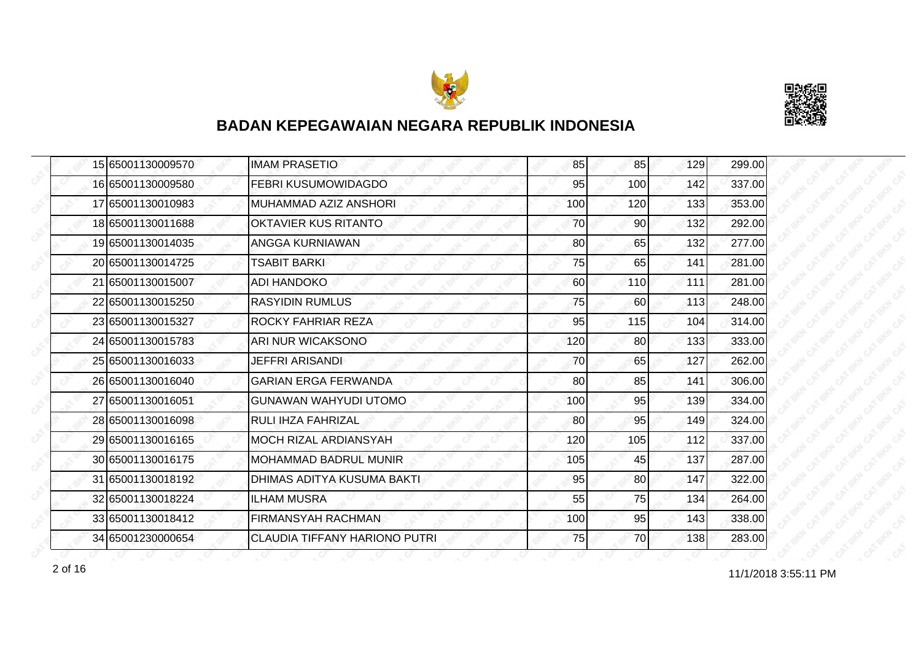# BADAN KEPEGAWAIAN NEGARA REPUBLIK INDONESIA

| | | | | | | |
|---|---|---|---|---|---|---|
| 15 | 65001130009570 | IMAM PRASETIO | 85 | 85 | 129 | 299.00 |
| 16 | 65001130009580 | FEBRI KUSUMOWIDAGDO | 95 | 100 | 142 | 337.00 |
| 17 | 65001130010983 | MUHAMMAD AZIZ ANSHORI | 100 | 120 | 133 | 353.00 |
| 18 | 65001130011688 | OKTAVIER KUS RITANTO | 70 | 90 | 132 | 292.00 |
| 19 | 65001130014035 | ANGGA KURNIAWAN | 80 | 65 | 132 | 277.00 |
| 20 | 65001130014725 | TSABIT BARKI | 75 | 65 | 141 | 281.00 |
| 21 | 65001130015007 | ADI HANDOKO | 60 | 110 | 111 | 281.00 |
| 22 | 65001130015250 | RASYIDIN RUMLUS | 75 | 60 | 113 | 248.00 |
| 23 | 65001130015327 | ROCKY FAHRIAR REZA | 95 | 115 | 104 | 314.00 |
| 24 | 65001130015783 | ARI NUR WICAKSONO | 120 | 80 | 133 | 333.00 |
| 25 | 65001130016033 | JEFFRI ARISANDI | 70 | 65 | 127 | 262.00 |
| 26 | 65001130016040 | GARIAN ERGA FERWANDA | 80 | 85 | 141 | 306.00 |
| 27 | 65001130016051 | GUNAWAN WAHYUDI UTOMO | 100 | 95 | 139 | 334.00 |
| 28 | 65001130016098 | RULI IHZA FAHRIZAL | 80 | 95 | 149 | 324.00 |
| 29 | 65001130016165 | MOCH RIZAL ARDIANSYAH | 120 | 105 | 112 | 337.00 |
| 30 | 65001130016175 | MOHAMMAD BADRUL MUNIR | 105 | 45 | 137 | 287.00 |
| 31 | 65001130018192 | DHIMAS ADITYA KUSUMA BAKTI | 95 | 80 | 147 | 322.00 |
| 32 | 65001130018224 | ILHAM MUSRA | 55 | 75 | 134 | 264.00 |
| 33 | 65001130018412 | FIRMANSYAH RACHMAN | 100 | 95 | 143 | 338.00 |
| 34 | 65001230000654 | CLAUDIA TIFFANY HARIONO PUTRI | 75 | 70 | 138 | 283.00 |

11/1/2018 3:55:11 PM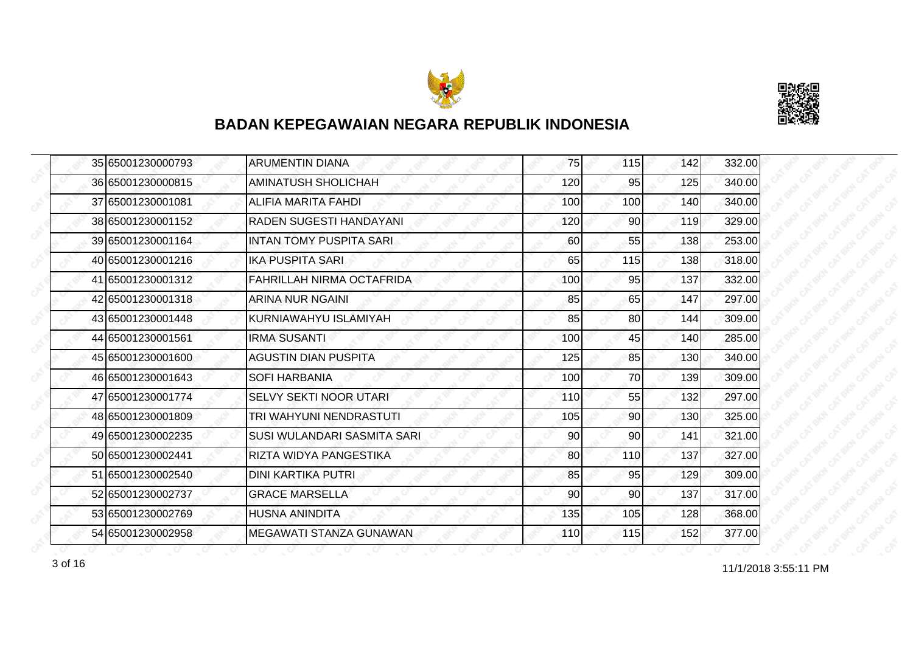## BADAN KEPEGAWAIAN NEGARA REPUBLIK INDONESIA

| | | | | | | |
|---|---|---|---|---|---|---|
| 35 | 65001230000793 | ARUMENTIN DIANA | 75 | 115 | 142 | 332.00 |
| 36 | 65001230000815 | AMINATUSH SHOLICHAH | 120 | 95 | 125 | 340.00 |
| 37 | 65001230001081 | ALIFIA MARITA FAHDI | 100 | 100 | 140 | 340.00 |
| 38 | 65001230001152 | RADEN SUGESTI HANDAYANI | 120 | 90 | 119 | 329.00 |
| 39 | 65001230001164 | INTAN TOMY PUSPITA SARI | 60 | 55 | 138 | 253.00 |
| 40 | 65001230001216 | IKA PUSPITA SARI | 65 | 115 | 138 | 318.00 |
| 41 | 65001230001312 | FAHRILLAH NIRMA OCTAFRIDA | 100 | 95 | 137 | 332.00 |
| 42 | 65001230001318 | ARINA NUR NGAINI | 85 | 65 | 147 | 297.00 |
| 43 | 65001230001448 | KURNIAWAHYU ISLAMIYAH | 85 | 80 | 144 | 309.00 |
| 44 | 65001230001561 | IRMA SUSANTI | 100 | 45 | 140 | 285.00 |
| 45 | 65001230001600 | AGUSTIN DIAN PUSPITA | 125 | 85 | 130 | 340.00 |
| 46 | 65001230001643 | SOFI HARBANIA | 100 | 70 | 139 | 309.00 |
| 47 | 65001230001774 | SELVY SEKTI NOOR UTARI | 110 | 55 | 132 | 297.00 |
| 48 | 65001230001809 | TRI WAHYUNI NENDRASTUTI | 105 | 90 | 130 | 325.00 |
| 49 | 65001230002235 | SUSI WULANDARI SASMITA SARI | 90 | 90 | 141 | 321.00 |
| 50 | 65001230002441 | RIZTA WIDYA PANGESTIKA | 80 | 110 | 137 | 327.00 |
| 51 | 65001230002540 | DINI KARTIKA PUTRI | 85 | 95 | 129 | 309.00 |
| 52 | 65001230002737 | GRACE MARSELLA | 90 | 90 | 137 | 317.00 |
| 53 | 65001230002769 | HUSNA ANINDITA | 135 | 105 | 128 | 368.00 |
| 54 | 65001230002958 | MEGAWATI STANZA GUNAWAN | 110 | 115 | 152 | 377.00 |

11/1/2018 3:55:11 PM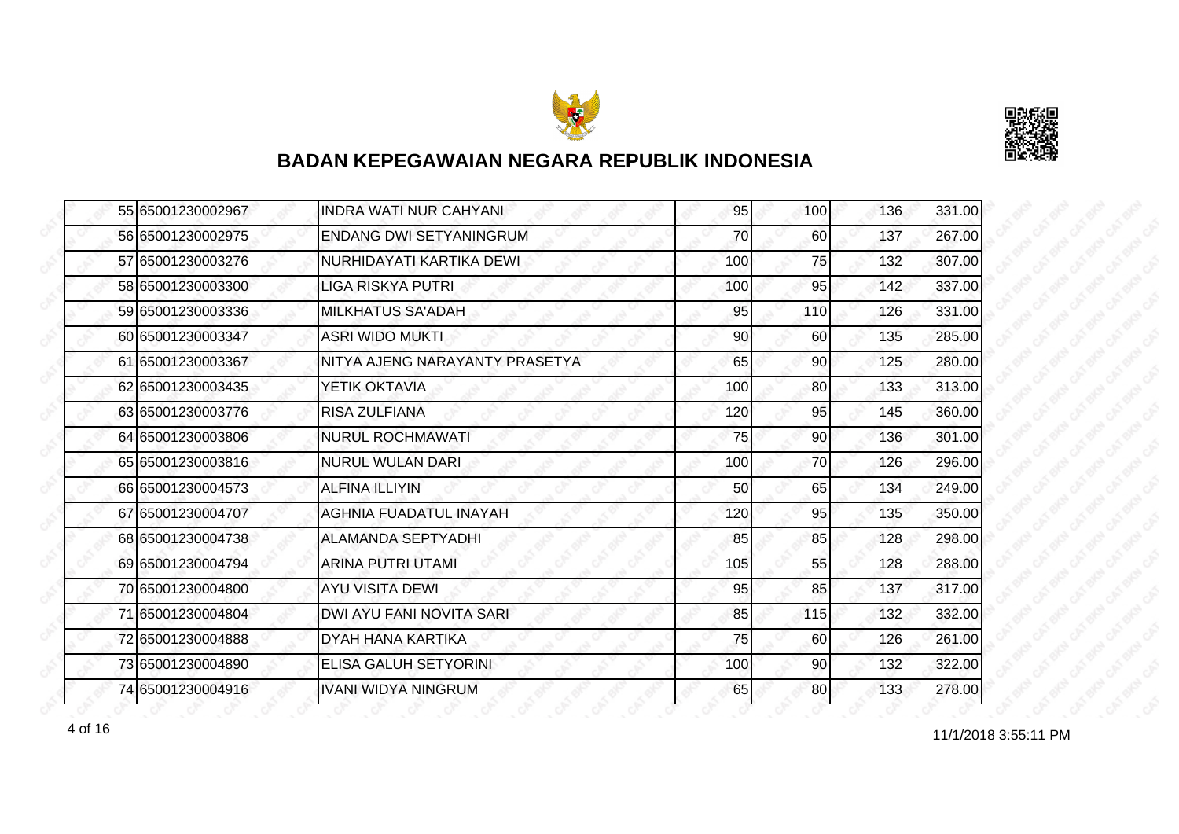## BADAN KEPEGAWAIAN NEGARA REPUBLIK INDONESIA

| | | | | | | |
|---|---|---|---|---|---|---|
| 55 | 65001230002967 | INDRA WATI NUR CAHYANI | 95 | 100 | 136 | 331.00 |
| 56 | 65001230002975 | ENDANG DWI SETYANINGRUM | 70 | 60 | 137 | 267.00 |
| 57 | 65001230003276 | NURHIDAYATI KARTIKA DEWI | 100 | 75 | 132 | 307.00 |
| 58 | 65001230003300 | LIGA RISKYA PUTRI | 100 | 95 | 142 | 337.00 |
| 59 | 65001230003336 | MILKHATUS SA'ADAH | 95 | 110 | 126 | 331.00 |
| 60 | 65001230003347 | ASRI WIDO MUKTI | 90 | 60 | 135 | 285.00 |
| 61 | 65001230003367 | NITYA AJENG NARAYANTY PRASETYA | 65 | 90 | 125 | 280.00 |
| 62 | 65001230003435 | YETIK OKTAVIA | 100 | 80 | 133 | 313.00 |
| 63 | 65001230003776 | RISA ZULFIANA | 120 | 95 | 145 | 360.00 |
| 64 | 65001230003806 | NURUL ROCHMAWATI | 75 | 90 | 136 | 301.00 |
| 65 | 65001230003816 | NURUL WULAN DARI | 100 | 70 | 126 | 296.00 |
| 66 | 65001230004573 | ALFINA ILLIYIN | 50 | 65 | 134 | 249.00 |
| 67 | 65001230004707 | AGHNIA FUADATUL INAYAH | 120 | 95 | 135 | 350.00 |
| 68 | 65001230004738 | ALAMANDA SEPTYADHI | 85 | 85 | 128 | 298.00 |
| 69 | 65001230004794 | ARINA PUTRI UTAMI | 105 | 55 | 128 | 288.00 |
| 70 | 65001230004800 | AYU VISITA DEWI | 95 | 85 | 137 | 317.00 |
| 71 | 65001230004804 | DWI AYU FANI NOVITA SARI | 85 | 115 | 132 | 332.00 |
| 72 | 65001230004888 | DYAH HANA KARTIKA | 75 | 60 | 126 | 261.00 |
| 73 | 65001230004890 | ELISA GALUH SETYORINI | 100 | 90 | 132 | 322.00 |
| 74 | 65001230004916 | IVANI WIDYA NINGRUM | 65 | 80 | 133 | 278.00 |

11/1/2018 3:55:11 PM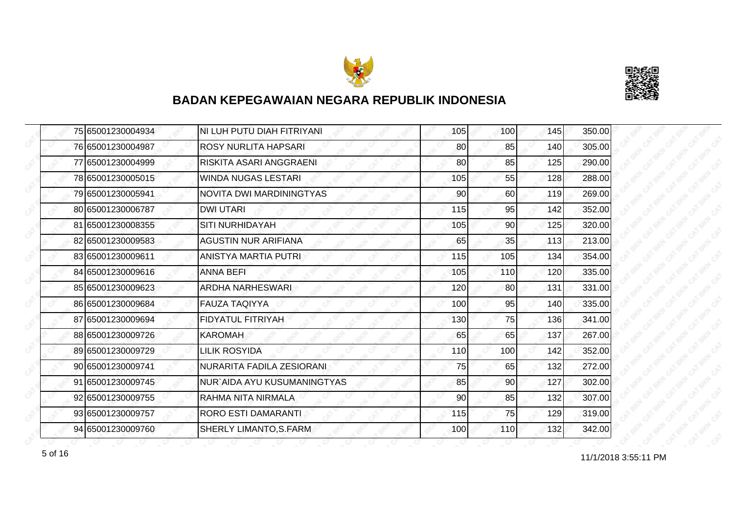## BADAN KEPEGAWAIAN NEGARA REPUBLIK INDONESIA

| | | | | | | |
|---|---|---|---|---|---|---|
| 75 | 65001230004934 | NI LUH PUTU DIAH FITRIYANI | 105 | 100 | 145 | 350.00 |
| 76 | 65001230004987 | ROSY NURLITA HAPSARI | 80 | 85 | 140 | 305.00 |
| 77 | 65001230004999 | RISKITA ASARI ANGGRAENI | 80 | 85 | 125 | 290.00 |
| 78 | 65001230005015 | WINDA NUGAS LESTARI | 105 | 55 | 128 | 288.00 |
| 79 | 65001230005941 | NOVITA DWI MARDININGTYAS | 90 | 60 | 119 | 269.00 |
| 80 | 65001230006787 | DWI UTARI | 115 | 95 | 142 | 352.00 |
| 81 | 65001230008355 | SITI NURHIDAYAH | 105 | 90 | 125 | 320.00 |
| 82 | 65001230009583 | AGUSTIN NUR ARIFIANA | 65 | 35 | 113 | 213.00 |
| 83 | 65001230009611 | ANISTYA MARTIA PUTRI | 115 | 105 | 134 | 354.00 |
| 84 | 65001230009616 | ANNA BEFI | 105 | 110 | 120 | 335.00 |
| 85 | 65001230009623 | ARDHA NARHESWARI | 120 | 80 | 131 | 331.00 |
| 86 | 65001230009684 | FAUZA TAQIYYA | 100 | 95 | 140 | 335.00 |
| 87 | 65001230009694 | FIDYATUL FITRIYAH | 130 | 75 | 136 | 341.00 |
| 88 | 65001230009726 | KAROMAH | 65 | 65 | 137 | 267.00 |
| 89 | 65001230009729 | LILIK ROSYIDA | 110 | 100 | 142 | 352.00 |
| 90 | 65001230009741 | NURARITA FADILA ZESIORANI | 75 | 65 | 132 | 272.00 |
| 91 | 65001230009745 | NUR`AIDA AYU KUSUMANINGTYAS | 85 | 90 | 127 | 302.00 |
| 92 | 65001230009755 | RAHMA NITA NIRMALA | 90 | 85 | 132 | 307.00 |
| 93 | 65001230009757 | RORO ESTI DAMARANTI | 115 | 75 | 129 | 319.00 |
| 94 | 65001230009760 | SHERLY LIMANTO,S.FARM | 100 | 110 | 132 | 342.00 |

11/1/2018 3:55:11 PM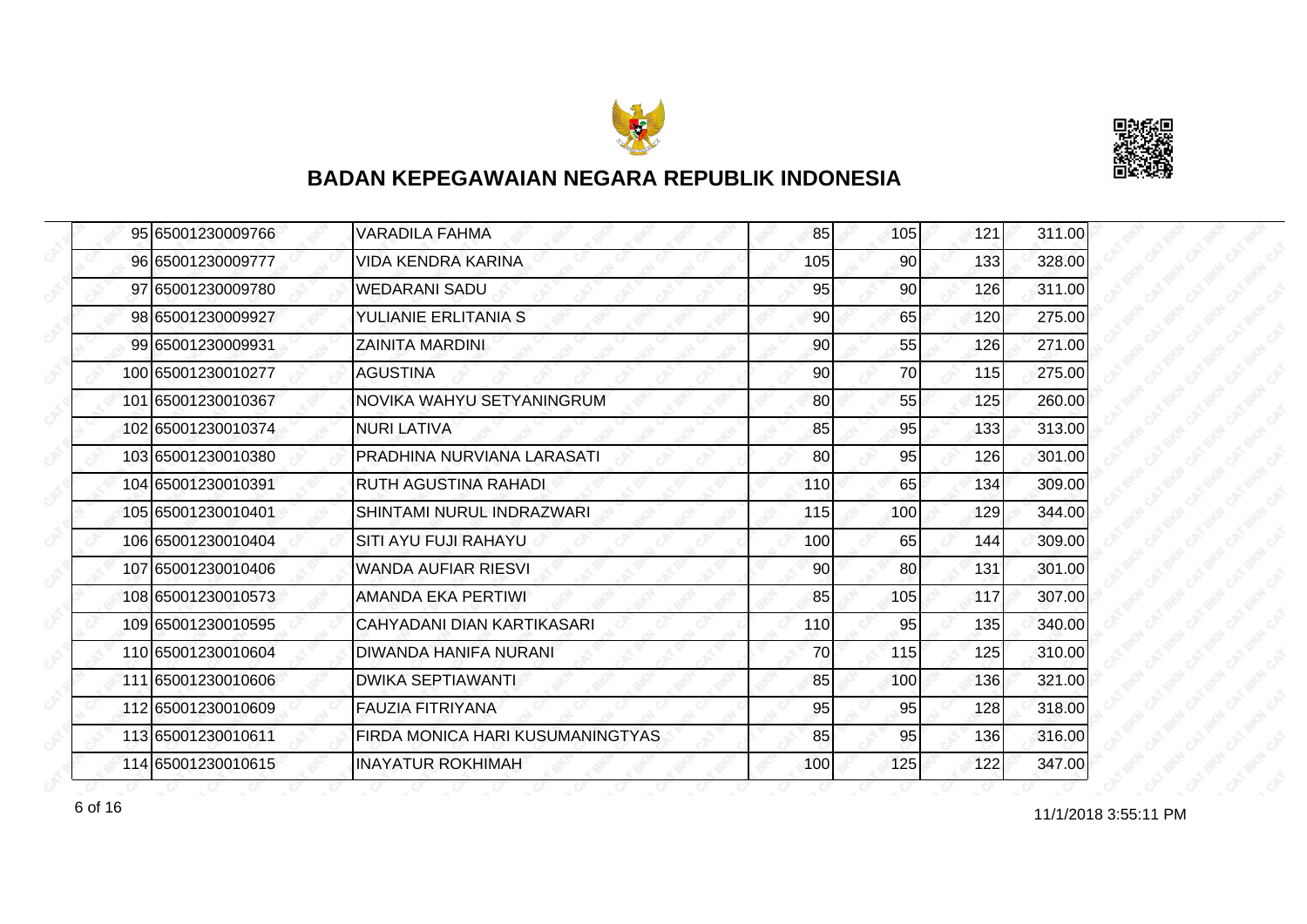## BADAN KEPEGAWAIAN NEGARA REPUBLIK INDONESIA

| | | | | | | |
|---|---|---|---|---|---|---|
| 95 | 65001230009766 | VARADILA FAHMA | 85 | 105 | 121 | 311.00 |
| 96 | 65001230009777 | VIDA KENDRA KARINA | 105 | 90 | 133 | 328.00 |
| 97 | 65001230009780 | WEDARANI SADU | 95 | 90 | 126 | 311.00 |
| 98 | 65001230009927 | YULIANIE ERLITANIA S | 90 | 65 | 120 | 275.00 |
| 99 | 65001230009931 | ZAINITA MARDINI | 90 | 55 | 126 | 271.00 |
| 100 | 65001230010277 | AGUSTINA | 90 | 70 | 115 | 275.00 |
| 101 | 65001230010367 | NOVIKA WAHYU SETYANINGRUM | 80 | 55 | 125 | 260.00 |
| 102 | 65001230010374 | NURI LATIVA | 85 | 95 | 133 | 313.00 |
| 103 | 65001230010380 | PRADHINA NURVIANA LARASATI | 80 | 95 | 126 | 301.00 |
| 104 | 65001230010391 | RUTH AGUSTINA RAHADI | 110 | 65 | 134 | 309.00 |
| 105 | 65001230010401 | SHINTAMI NURUL INDRAZWARI | 115 | 100 | 129 | 344.00 |
| 106 | 65001230010404 | SITI AYU FUJI RAHAYU | 100 | 65 | 144 | 309.00 |
| 107 | 65001230010406 | WANDA AUFIAR RIESVI | 90 | 80 | 131 | 301.00 |
| 108 | 65001230010573 | AMANDA EKA PERTIWI | 85 | 105 | 117 | 307.00 |
| 109 | 65001230010595 | CAHYADANI DIAN KARTIKASARI | 110 | 95 | 135 | 340.00 |
| 110 | 65001230010604 | DIWANDA HANIFA NURANI | 70 | 115 | 125 | 310.00 |
| 111 | 65001230010606 | DWIKA SEPTIAWANTI | 85 | 100 | 136 | 321.00 |
| 112 | 65001230010609 | FAUZIA FITRIYANA | 95 | 95 | 128 | 318.00 |
| 113 | 65001230010611 | FIRDA MONICA HARI KUSUMANINGTYAS | 85 | 95 | 136 | 316.00 |
| 114 | 65001230010615 | INAYATUR ROKHIMAH | 100 | 125 | 122 | 347.00 |

11/1/2018 3:55:11 PM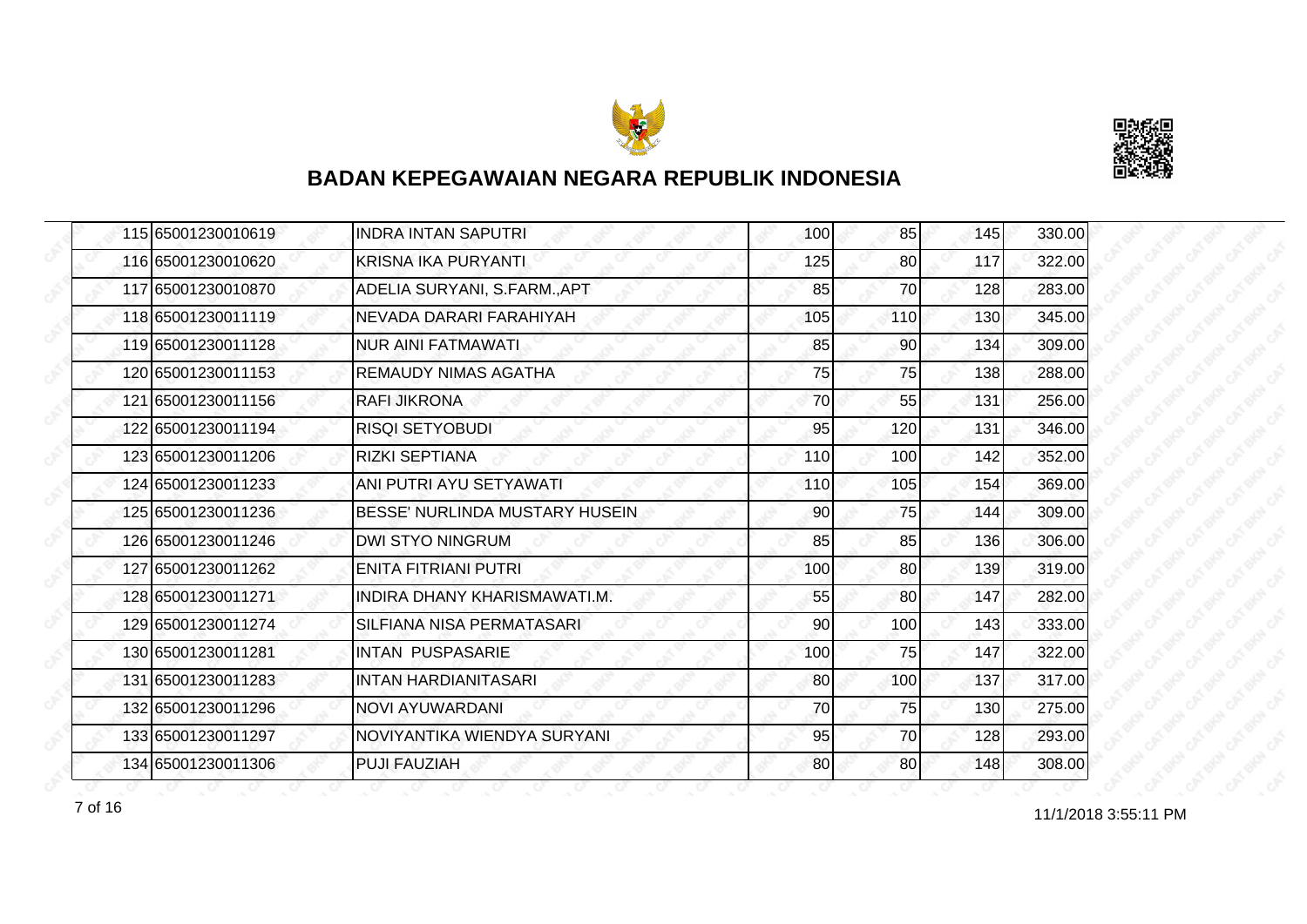# BADAN KEPEGAWAIAN NEGARA REPUBLIK INDONESIA

| | | | | | | |
|---|---|---|---|---|---|---|
| 115 | 65001230010619 | INDRA INTAN SAPUTRI | 100 | 85 | 145 | 330.00 |
| 116 | 65001230010620 | KRISNA IKA PURYANTI | 125 | 80 | 117 | 322.00 |
| 117 | 65001230010870 | ADELIA SURYANI, S.FARM.,APT | 85 | 70 | 128 | 283.00 |
| 118 | 65001230011119 | NEVADA DARARI FARAHIYAH | 105 | 110 | 130 | 345.00 |
| 119 | 65001230011128 | NUR AINI FATMAWATI | 85 | 90 | 134 | 309.00 |
| 120 | 65001230011153 | REMAUDY NIMAS AGATHA | 75 | 75 | 138 | 288.00 |
| 121 | 65001230011156 | RAFI JIKRONA | 70 | 55 | 131 | 256.00 |
| 122 | 65001230011194 | RISQI SETYOBUDI | 95 | 120 | 131 | 346.00 |
| 123 | 65001230011206 | RIZKI SEPTIANA | 110 | 100 | 142 | 352.00 |
| 124 | 65001230011233 | ANI PUTRI AYU SETYAWATI | 110 | 105 | 154 | 369.00 |
| 125 | 65001230011236 | BESSE' NURLINDA MUSTARY HUSEIN | 90 | 75 | 144 | 309.00 |
| 126 | 65001230011246 | DWI STYO NINGRUM | 85 | 85 | 136 | 306.00 |
| 127 | 65001230011262 | ENITA FITRIANI PUTRI | 100 | 80 | 139 | 319.00 |
| 128 | 65001230011271 | INDIRA DHANY KHARISMAWATI.M. | 55 | 80 | 147 | 282.00 |
| 129 | 65001230011274 | SILFIANA NISA PERMATASARI | 90 | 100 | 143 | 333.00 |
| 130 | 65001230011281 | INTAN PUSPASARIE | 100 | 75 | 147 | 322.00 |
| 131 | 65001230011283 | INTAN HARDIANITASARI | 80 | 100 | 137 | 317.00 |
| 132 | 65001230011296 | NOVI AYUWARDANI | 70 | 75 | 130 | 275.00 |
| 133 | 65001230011297 | NOVIYANTIKA WIENDYA SURYANI | 95 | 70 | 128 | 293.00 |
| 134 | 65001230011306 | PUJI FAUZIAH | 80 | 80 | 148 | 308.00 |

11/1/2018 3:55:11 PM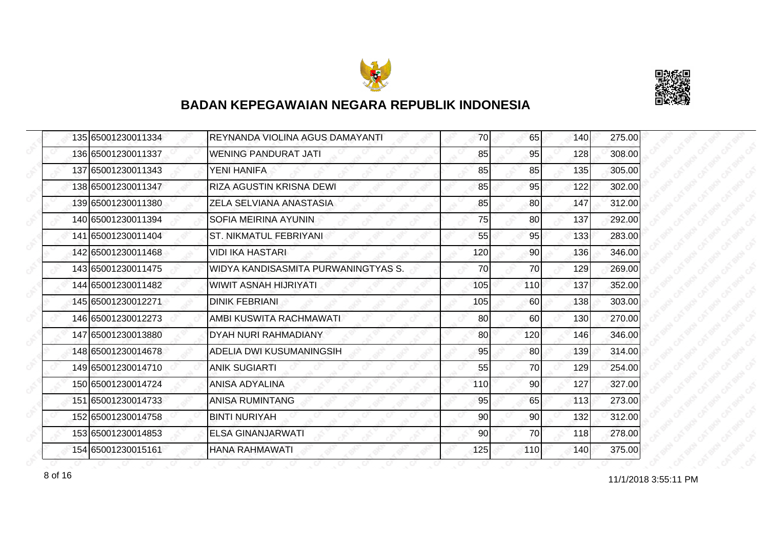## BADAN KEPEGAWAIAN NEGARA REPUBLIK INDONESIA

| | | | | | | |
|---|---|---|---|---|---|---|
| 135 | 65001230011334 | REYNANDA VIOLINA AGUS DAMAYANTI | 70 | 65 | 140 | 275.00 |
| 136 | 65001230011337 | WENING PANDURAT JATI | 85 | 95 | 128 | 308.00 |
| 137 | 65001230011343 | YENI HANIFA | 85 | 85 | 135 | 305.00 |
| 138 | 65001230011347 | RIZA AGUSTIN KRISNA DEWI | 85 | 95 | 122 | 302.00 |
| 139 | 65001230011380 | ZELA SELVIANA ANASTASIA | 85 | 80 | 147 | 312.00 |
| 140 | 65001230011394 | SOFIA MEIRINA AYUNIN | 75 | 80 | 137 | 292.00 |
| 141 | 65001230011404 | ST. NIKMATUL FEBRIYANI | 55 | 95 | 133 | 283.00 |
| 142 | 65001230011468 | VIDI IKA HASTARI | 120 | 90 | 136 | 346.00 |
| 143 | 65001230011475 | WIDYA KANDISASMITA PURWANINGTYAS S. | 70 | 70 | 129 | 269.00 |
| 144 | 65001230011482 | WIWIT ASNAH HIJRIYATI | 105 | 110 | 137 | 352.00 |
| 145 | 65001230012271 | DINIK FEBRIANI | 105 | 60 | 138 | 303.00 |
| 146 | 65001230012273 | AMBI KUSWITA RACHMAWATI | 80 | 60 | 130 | 270.00 |
| 147 | 65001230013880 | DYAH NURI RAHMADIANY | 80 | 120 | 146 | 346.00 |
| 148 | 65001230014678 | ADELIA DWI KUSUMANINGSIH | 95 | 80 | 139 | 314.00 |
| 149 | 65001230014710 | ANIK SUGIARTI | 55 | 70 | 129 | 254.00 |
| 150 | 65001230014724 | ANISA ADYALINA | 110 | 90 | 127 | 327.00 |
| 151 | 65001230014733 | ANISA RUMINTANG | 95 | 65 | 113 | 273.00 |
| 152 | 65001230014758 | BINTI NURIYAH | 90 | 90 | 132 | 312.00 |
| 153 | 65001230014853 | ELSA GINANJARWATI | 90 | 70 | 118 | 278.00 |
| 154 | 65001230015161 | HANA RAHMAWATI | 125 | 110 | 140 | 375.00 |

11/1/2018 3:55:11 PM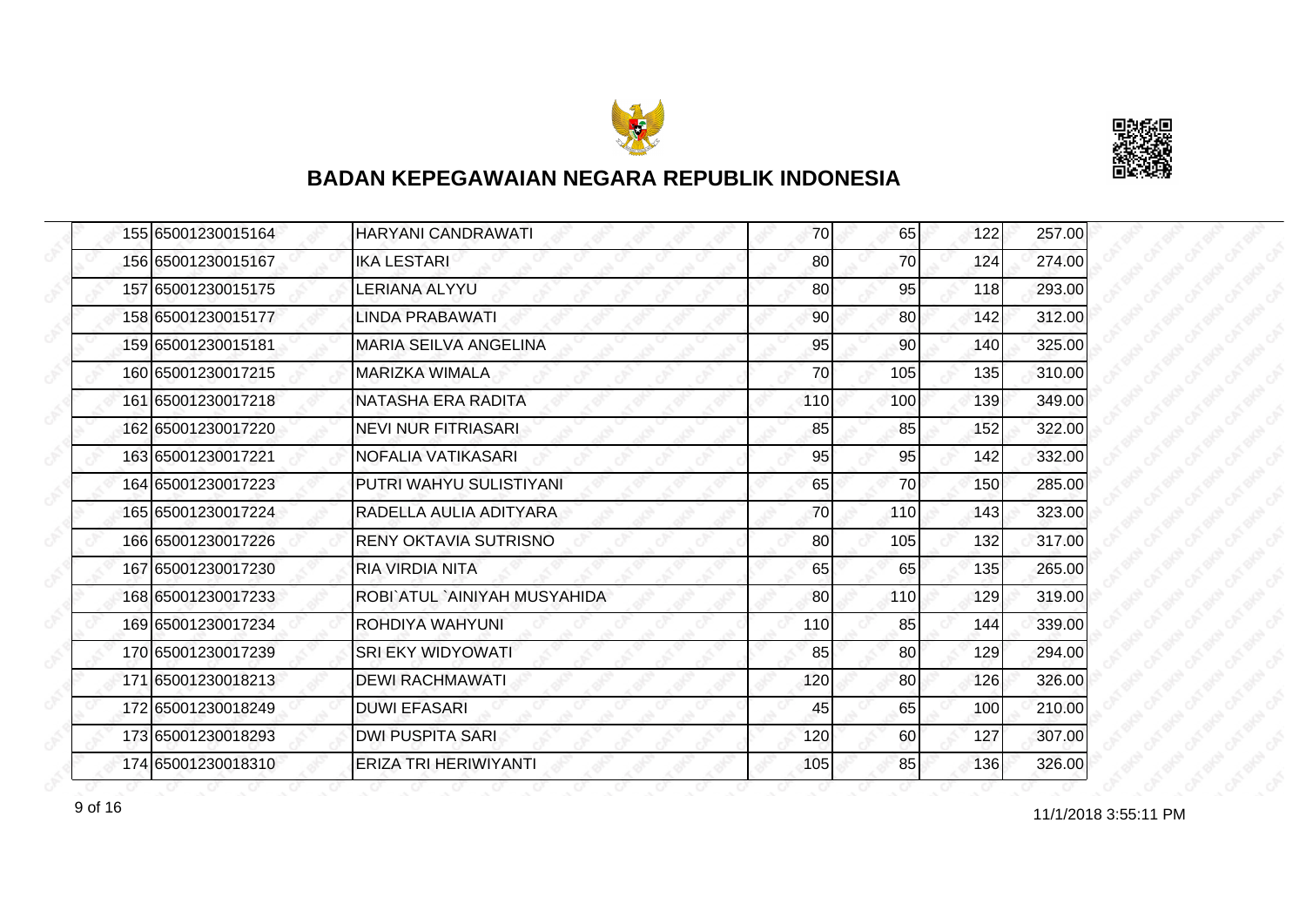# BADAN KEPEGAWAIAN NEGARA REPUBLIK INDONESIA

| | | | | | | |
|---|---|---|---|---|---|---|
| 155 | 65001230015164 | HARYANI CANDRAWATI | 70 | 65 | 122 | 257.00 |
| 156 | 65001230015167 | IKA LESTARI | 80 | 70 | 124 | 274.00 |
| 157 | 65001230015175 | LERIANA ALYYU | 80 | 95 | 118 | 293.00 |
| 158 | 65001230015177 | LINDA PRABAWATI | 90 | 80 | 142 | 312.00 |
| 159 | 65001230015181 | MARIA SEILVA ANGELINA | 95 | 90 | 140 | 325.00 |
| 160 | 65001230017215 | MARIZKA WIMALA | 70 | 105 | 135 | 310.00 |
| 161 | 65001230017218 | NATASHA ERA RADITA | 110 | 100 | 139 | 349.00 |
| 162 | 65001230017220 | NEVI NUR FITRIASARI | 85 | 85 | 152 | 322.00 |
| 163 | 65001230017221 | NOFALIA VATIKASARI | 95 | 95 | 142 | 332.00 |
| 164 | 65001230017223 | PUTRI WAHYU SULISTIYANI | 65 | 70 | 150 | 285.00 |
| 165 | 65001230017224 | RADELLA AULIA ADITYARA | 70 | 110 | 143 | 323.00 |
| 166 | 65001230017226 | RENY OKTAVIA SUTRISNO | 80 | 105 | 132 | 317.00 |
| 167 | 65001230017230 | RIA VIRDIA NITA | 65 | 65 | 135 | 265.00 |
| 168 | 65001230017233 | ROBI`ATUL `AINIYAH MUSYAHIDA | 80 | 110 | 129 | 319.00 |
| 169 | 65001230017234 | ROHDIYA WAHYUNI | 110 | 85 | 144 | 339.00 |
| 170 | 65001230017239 | SRI EKY WIDYOWATI | 85 | 80 | 129 | 294.00 |
| 171 | 65001230018213 | DEWI RACHMAWATI | 120 | 80 | 126 | 326.00 |
| 172 | 65001230018249 | DUWI EFASARI | 45 | 65 | 100 | 210.00 |
| 173 | 65001230018293 | DWI PUSPITA SARI | 120 | 60 | 127 | 307.00 |
| 174 | 65001230018310 | ERIZA TRI HERIWIYANTI | 105 | 85 | 136 | 326.00 |

11/1/2018 3:55:11 PM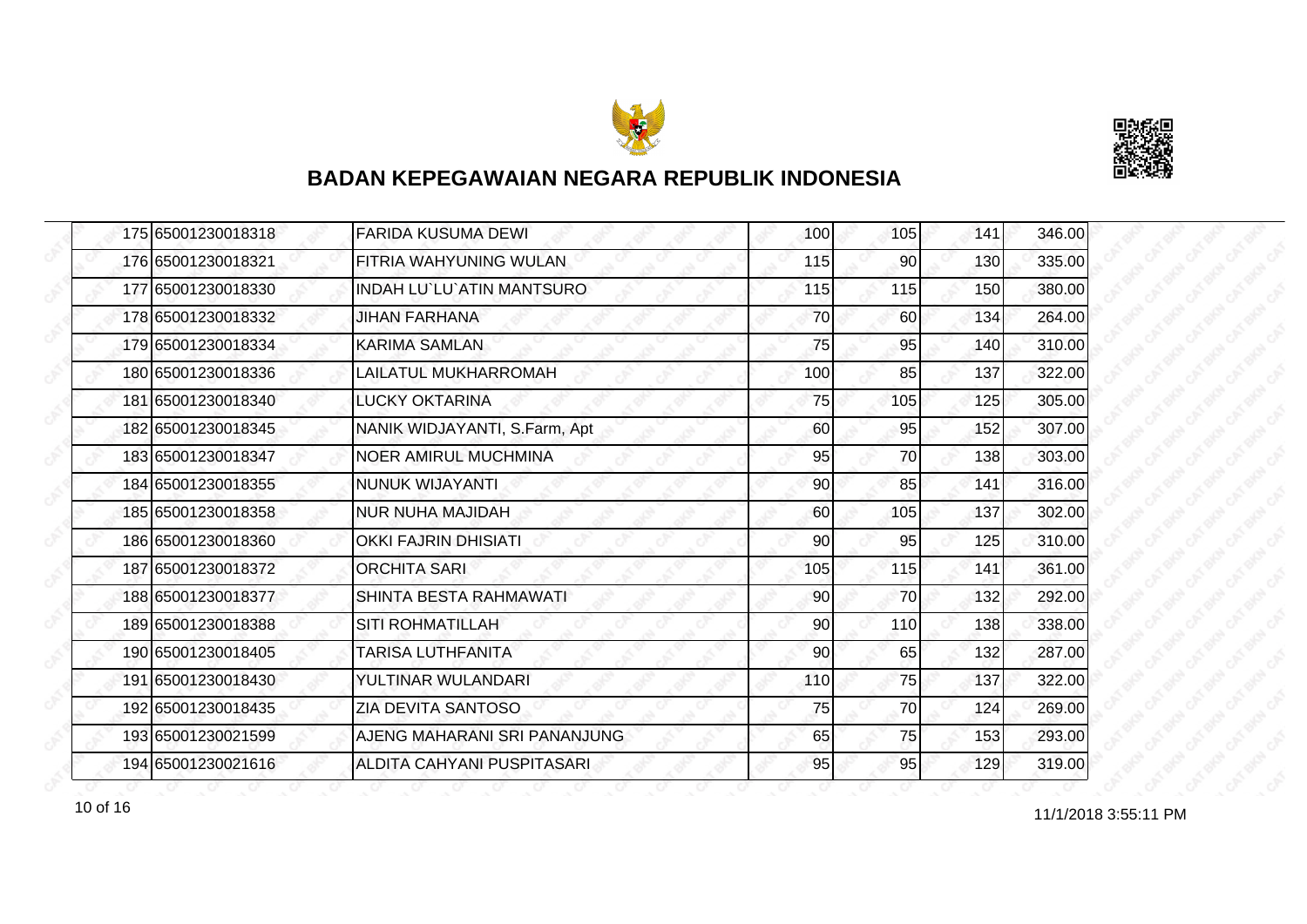# BADAN KEPEGAWAIAN NEGARA REPUBLIK INDONESIA

| | | | | | | |
|---|---|---|---|---|---|---|
| 175 | 65001230018318 | FARIDA KUSUMA DEWI | 100 | 105 | 141 | 346.00 |
| 176 | 65001230018321 | FITRIA WAHYUNING WULAN | 115 | 90 | 130 | 335.00 |
| 177 | 65001230018330 | INDAH LU`LU`ATIN MANTSURO | 115 | 115 | 150 | 380.00 |
| 178 | 65001230018332 | JIHAN FARHANA | 70 | 60 | 134 | 264.00 |
| 179 | 65001230018334 | KARIMA SAMLAN | 75 | 95 | 140 | 310.00 |
| 180 | 65001230018336 | LAILATUL MUKHARROMAH | 100 | 85 | 137 | 322.00 |
| 181 | 65001230018340 | LUCKY OKTARINA | 75 | 105 | 125 | 305.00 |
| 182 | 65001230018345 | NANIK WIDJAYANTI, S.Farm, Apt | 60 | 95 | 152 | 307.00 |
| 183 | 65001230018347 | NOER AMIRUL MUCHMINA | 95 | 70 | 138 | 303.00 |
| 184 | 65001230018355 | NUNUK WIJAYANTI | 90 | 85 | 141 | 316.00 |
| 185 | 65001230018358 | NUR NUHA MAJIDAH | 60 | 105 | 137 | 302.00 |
| 186 | 65001230018360 | OKKI FAJRIN DHISIATI | 90 | 95 | 125 | 310.00 |
| 187 | 65001230018372 | ORCHITA SARI | 105 | 115 | 141 | 361.00 |
| 188 | 65001230018377 | SHINTA BESTA RAHMAWATI | 90 | 70 | 132 | 292.00 |
| 189 | 65001230018388 | SITI ROHMATILLAH | 90 | 110 | 138 | 338.00 |
| 190 | 65001230018405 | TARISA LUTHFANITA | 90 | 65 | 132 | 287.00 |
| 191 | 65001230018430 | YULTINAR WULANDARI | 110 | 75 | 137 | 322.00 |
| 192 | 65001230018435 | ZIA DEVITA SANTOSO | 75 | 70 | 124 | 269.00 |
| 193 | 65001230021599 | AJENG MAHARANI SRI PANANJUNG | 65 | 75 | 153 | 293.00 |
| 194 | 65001230021616 | ALDITA CAHYANI PUSPITASARI | 95 | 95 | 129 | 319.00 |

11/1/2018 3:55:11 PM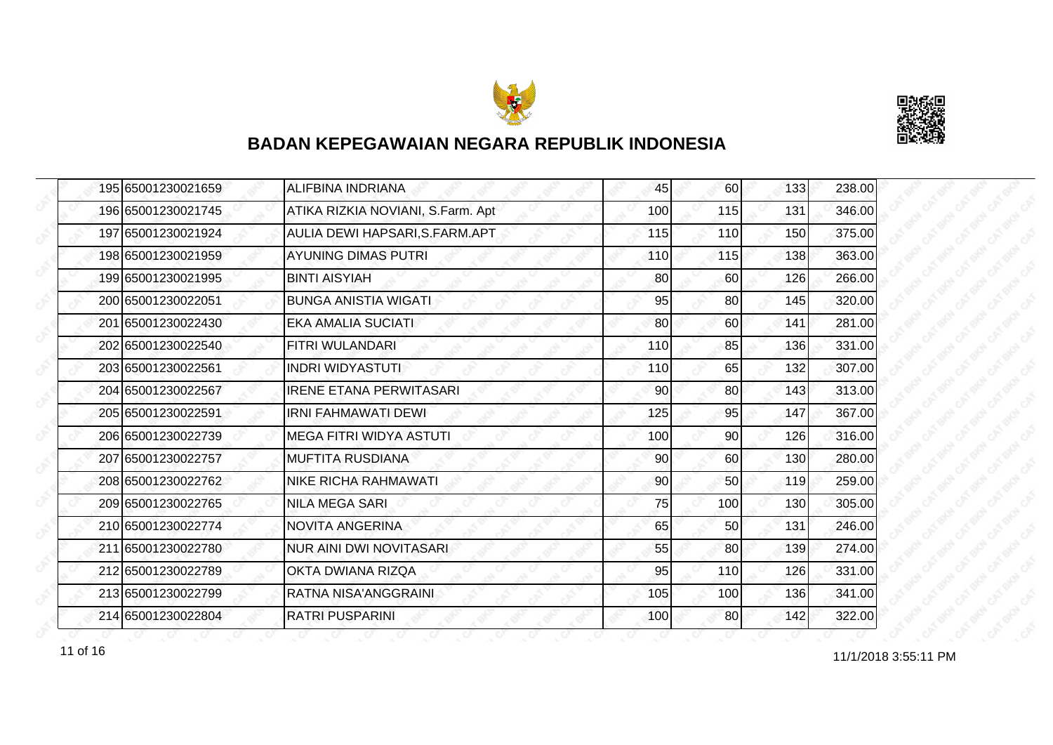## BADAN KEPEGAWAIAN NEGARA REPUBLIK INDONESIA

| | | | | | | |
|---|---|---|---|---|---|---|
| 195 | 65001230021659 | ALIFBINA INDRIANA | 45 | 60 | 133 | 238.00 |
| 196 | 65001230021745 | ATIKA RIZKIA NOVIANI, S.Farm. Apt | 100 | 115 | 131 | 346.00 |
| 197 | 65001230021924 | AULIA DEWI HAPSARI,S.FARM.APT | 115 | 110 | 150 | 375.00 |
| 198 | 65001230021959 | AYUNING DIMAS PUTRI | 110 | 115 | 138 | 363.00 |
| 199 | 65001230021995 | BINTI AISYIAH | 80 | 60 | 126 | 266.00 |
| 200 | 65001230022051 | BUNGA ANISTIA WIGATI | 95 | 80 | 145 | 320.00 |
| 201 | 65001230022430 | EKA AMALIA SUCIATI | 80 | 60 | 141 | 281.00 |
| 202 | 65001230022540 | FITRI WULANDARI | 110 | 85 | 136 | 331.00 |
| 203 | 65001230022561 | INDRI WIDYASTUTI | 110 | 65 | 132 | 307.00 |
| 204 | 65001230022567 | IRENE ETANA PERWITASARI | 90 | 80 | 143 | 313.00 |
| 205 | 65001230022591 | IRNI FAHMAWATI DEWI | 125 | 95 | 147 | 367.00 |
| 206 | 65001230022739 | MEGA FITRI WIDYA ASTUTI | 100 | 90 | 126 | 316.00 |
| 207 | 65001230022757 | MUFTITA RUSDIANA | 90 | 60 | 130 | 280.00 |
| 208 | 65001230022762 | NIKE RICHA RAHMAWATI | 90 | 50 | 119 | 259.00 |
| 209 | 65001230022765 | NILA MEGA SARI | 75 | 100 | 130 | 305.00 |
| 210 | 65001230022774 | NOVITA ANGERINA | 65 | 50 | 131 | 246.00 |
| 211 | 65001230022780 | NUR AINI DWI NOVITASARI | 55 | 80 | 139 | 274.00 |
| 212 | 65001230022789 | OKTA DWIANA RIZQA | 95 | 110 | 126 | 331.00 |
| 213 | 65001230022799 | RATNA NISA'ANGGRAINI | 105 | 100 | 136 | 341.00 |
| 214 | 65001230022804 | RATRI PUSPARINI | 100 | 80 | 142 | 322.00 |

11/1/2018 3:55:11 PM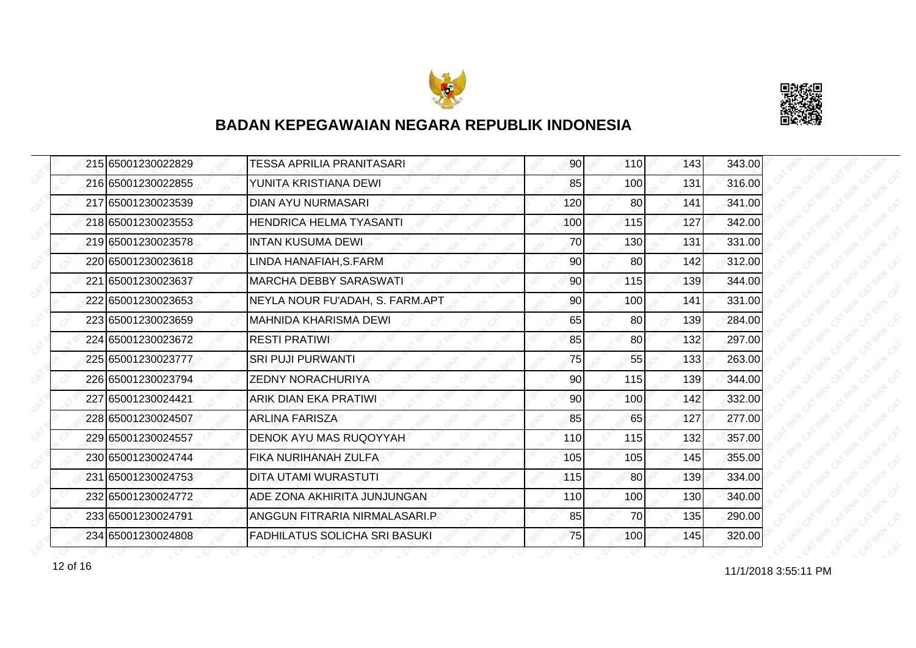# BADAN KEPEGAWAIAN NEGARA REPUBLIK INDONESIA

| | | | | | | |
|---|---|---|---|---|---|---|
| 215 | 65001230022829 | TESSA APRILIA PRANITASARI | 90 | 110 | 143 | 343.00 |
| 216 | 65001230022855 | YUNITA KRISTIANA DEWI | 85 | 100 | 131 | 316.00 |
| 217 | 65001230023539 | DIAN AYU NURMASARI | 120 | 80 | 141 | 341.00 |
| 218 | 65001230023553 | HENDRICA HELMA TYASANTI | 100 | 115 | 127 | 342.00 |
| 219 | 65001230023578 | INTAN KUSUMA DEWI | 70 | 130 | 131 | 331.00 |
| 220 | 65001230023618 | LINDA HANAFIAH,S.FARM | 90 | 80 | 142 | 312.00 |
| 221 | 65001230023637 | MARCHA DEBBY SARASWATI | 90 | 115 | 139 | 344.00 |
| 222 | 65001230023653 | NEYLA NOUR FU'ADAH, S. FARM.APT | 90 | 100 | 141 | 331.00 |
| 223 | 65001230023659 | MAHNIDA KHARISMA DEWI | 65 | 80 | 139 | 284.00 |
| 224 | 65001230023672 | RESTI PRATIWI | 85 | 80 | 132 | 297.00 |
| 225 | 65001230023777 | SRI PUJI PURWANTI | 75 | 55 | 133 | 263.00 |
| 226 | 65001230023794 | ZEDNY NORACHURIYA | 90 | 115 | 139 | 344.00 |
| 227 | 65001230024421 | ARIK DIAN EKA PRATIWI | 90 | 100 | 142 | 332.00 |
| 228 | 65001230024507 | ARLINA FARISZA | 85 | 65 | 127 | 277.00 |
| 229 | 65001230024557 | DENOK AYU MAS RUQOYYAH | 110 | 115 | 132 | 357.00 |
| 230 | 65001230024744 | FIKA NURIHANAH ZULFA | 105 | 105 | 145 | 355.00 |
| 231 | 65001230024753 | DITA UTAMI WURASTUTI | 115 | 80 | 139 | 334.00 |
| 232 | 65001230024772 | ADE ZONA AKHIRITA JUNJUNGAN | 110 | 100 | 130 | 340.00 |
| 233 | 65001230024791 | ANGGUN FITRARIA NIRMALASARI.P | 85 | 70 | 135 | 290.00 |
| 234 | 65001230024808 | FADHILATUS SOLICHA SRI BASUKI | 75 | 100 | 145 | 320.00 |

11/1/2018 3:55:11 PM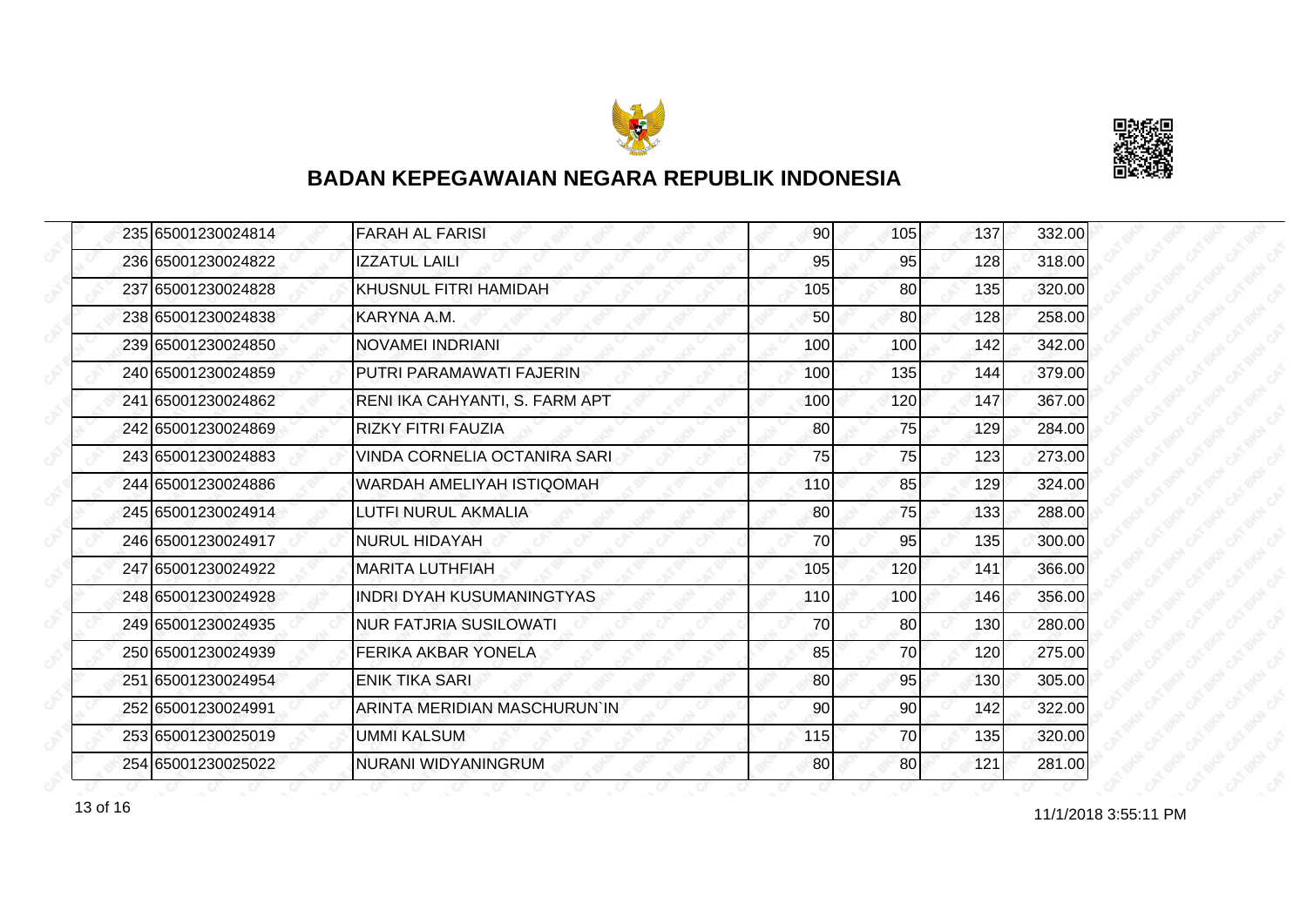# BADAN KEPEGAWAIAN NEGARA REPUBLIK INDONESIA

| | | | | | | |
|---|---|---|---|---|---|---|
| 235 | 65001230024814 | FARAH AL FARISI | 90 | 105 | 137 | 332.00 |
| 236 | 65001230024822 | IZZATUL LAILI | 95 | 95 | 128 | 318.00 |
| 237 | 65001230024828 | KHUSNUL FITRI HAMIDAH | 105 | 80 | 135 | 320.00 |
| 238 | 65001230024838 | KARYNA A.M. | 50 | 80 | 128 | 258.00 |
| 239 | 65001230024850 | NOVAMEI INDRIANI | 100 | 100 | 142 | 342.00 |
| 240 | 65001230024859 | PUTRI PARAMAWATI FAJERIN | 100 | 135 | 144 | 379.00 |
| 241 | 65001230024862 | RENI IKA CAHYANTI, S. FARM APT | 100 | 120 | 147 | 367.00 |
| 242 | 65001230024869 | RIZKY FITRI FAUZIA | 80 | 75 | 129 | 284.00 |
| 243 | 65001230024883 | VINDA CORNELIA OCTANIRA SARI | 75 | 75 | 123 | 273.00 |
| 244 | 65001230024886 | WARDAH AMELIYAH ISTIQOMAH | 110 | 85 | 129 | 324.00 |
| 245 | 65001230024914 | LUTFI NURUL AKMALIA | 80 | 75 | 133 | 288.00 |
| 246 | 65001230024917 | NURUL HIDAYAH | 70 | 95 | 135 | 300.00 |
| 247 | 65001230024922 | MARITA LUTHFIAH | 105 | 120 | 141 | 366.00 |
| 248 | 65001230024928 | INDRI DYAH KUSUMANINGTYAS | 110 | 100 | 146 | 356.00 |
| 249 | 65001230024935 | NUR FATJRIA SUSILOWATI | 70 | 80 | 130 | 280.00 |
| 250 | 65001230024939 | FERIKA AKBAR YONELA | 85 | 70 | 120 | 275.00 |
| 251 | 65001230024954 | ENIK TIKA SARI | 80 | 95 | 130 | 305.00 |
| 252 | 65001230024991 | ARINTA MERIDIAN MASCHURUN`IN | 90 | 90 | 142 | 322.00 |
| 253 | 65001230025019 | UMMI KALSUM | 115 | 70 | 135 | 320.00 |
| 254 | 65001230025022 | NURANI WIDYANINGRUM | 80 | 80 | 121 | 281.00 |

11/1/2018 3:55:11 PM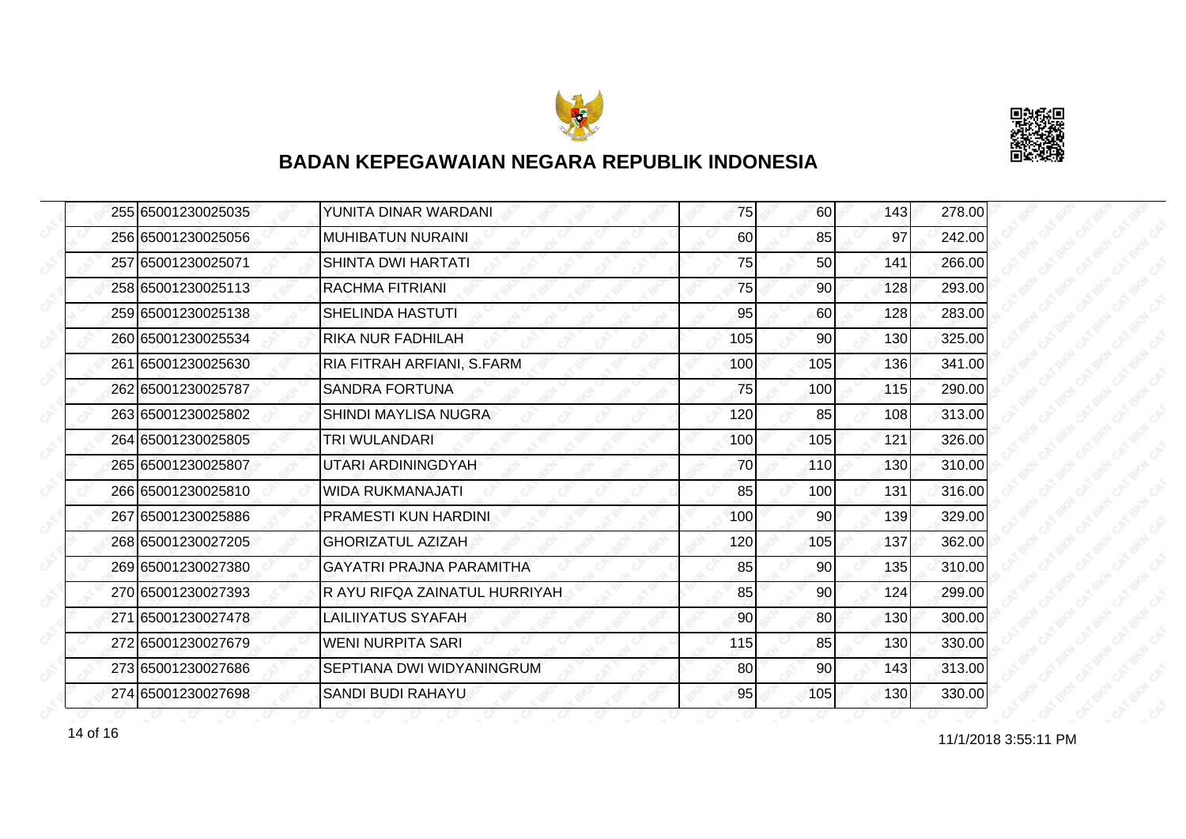# BADAN KEPEGAWAIAN NEGARA REPUBLIK INDONESIA

| | | | | | | |
|---|---|---|---|---|---|---|
| 255 | 65001230025035 | YUNITA DINAR WARDANI | 75 | 60 | 143 | 278.00 |
| 256 | 65001230025056 | MUHIBATUN NURAINI | 60 | 85 | 97 | 242.00 |
| 257 | 65001230025071 | SHINTA DWI HARTATI | 75 | 50 | 141 | 266.00 |
| 258 | 65001230025113 | RACHMA FITRIANI | 75 | 90 | 128 | 293.00 |
| 259 | 65001230025138 | SHELINDA HASTUTI | 95 | 60 | 128 | 283.00 |
| 260 | 65001230025534 | RIKA NUR FADHILAH | 105 | 90 | 130 | 325.00 |
| 261 | 65001230025630 | RIA FITRAH ARFIANI, S.FARM | 100 | 105 | 136 | 341.00 |
| 262 | 65001230025787 | SANDRA FORTUNA | 75 | 100 | 115 | 290.00 |
| 263 | 65001230025802 | SHINDI MAYLISA NUGRA | 120 | 85 | 108 | 313.00 |
| 264 | 65001230025805 | TRI WULANDARI | 100 | 105 | 121 | 326.00 |
| 265 | 65001230025807 | UTARI ARDININGDYAH | 70 | 110 | 130 | 310.00 |
| 266 | 65001230025810 | WIDA RUKMANAJATI | 85 | 100 | 131 | 316.00 |
| 267 | 65001230025886 | PRAMESTI KUN HARDINI | 100 | 90 | 139 | 329.00 |
| 268 | 65001230027205 | GHORIZATUL AZIZAH | 120 | 105 | 137 | 362.00 |
| 269 | 65001230027380 | GAYATRI PRAJNA PARAMITHA | 85 | 90 | 135 | 310.00 |
| 270 | 65001230027393 | R AYU RIFQA ZAINATUL HURRIYAH | 85 | 90 | 124 | 299.00 |
| 271 | 65001230027478 | LAILIIYATUS SYAFAH | 90 | 80 | 130 | 300.00 |
| 272 | 65001230027679 | WENI NURPITA SARI | 115 | 85 | 130 | 330.00 |
| 273 | 65001230027686 | SEPTIANA DWI WIDYANINGRUM | 80 | 90 | 143 | 313.00 |
| 274 | 65001230027698 | SANDI BUDI RAHAYU | 95 | 105 | 130 | 330.00 |

11/1/2018 3:55:11 PM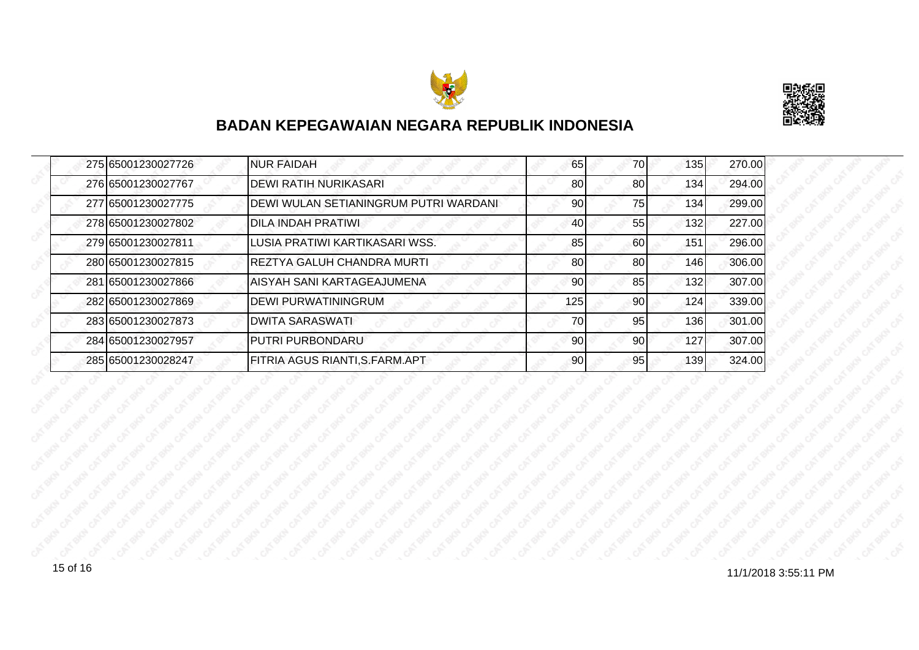## BADAN KEPEGAWAIAN NEGARA REPUBLIK INDONESIA

| | | | | | | |
|---|---|---|---|---|---|---|
| 275 | 65001230027726 | NUR FAIDAH | 65 | 70 | 135 | 270.00 |
| 276 | 65001230027767 | DEWI RATIH NURIKASARI | 80 | 80 | 134 | 294.00 |
| 277 | 65001230027775 | DEWI WULAN SETIANINGRUM PUTRI WARDANI | 90 | 75 | 134 | 299.00 |
| 278 | 65001230027802 | DILA INDAH PRATIWI | 40 | 55 | 132 | 227.00 |
| 279 | 65001230027811 | LUSIA PRATIWI KARTIKASARI WSS. | 85 | 60 | 151 | 296.00 |
| 280 | 65001230027815 | REZTYA GALUH CHANDRA MURTI | 80 | 80 | 146 | 306.00 |
| 281 | 65001230027866 | AISYAH SANI KARTAGEAJUMENA | 90 | 85 | 132 | 307.00 |
| 282 | 65001230027869 | DEWI PURWATININGRUM | 125 | 90 | 124 | 339.00 |
| 283 | 65001230027873 | DWITA SARASWATI | 70 | 95 | 136 | 301.00 |
| 284 | 65001230027957 | PUTRI PURBONDARU | 90 | 90 | 127 | 307.00 |
| 285 | 65001230028247 | FITRIA AGUS RIANTI,S.FARM.APT | 90 | 95 | 139 | 324.00 |

11/1/2018 3:55:11 PM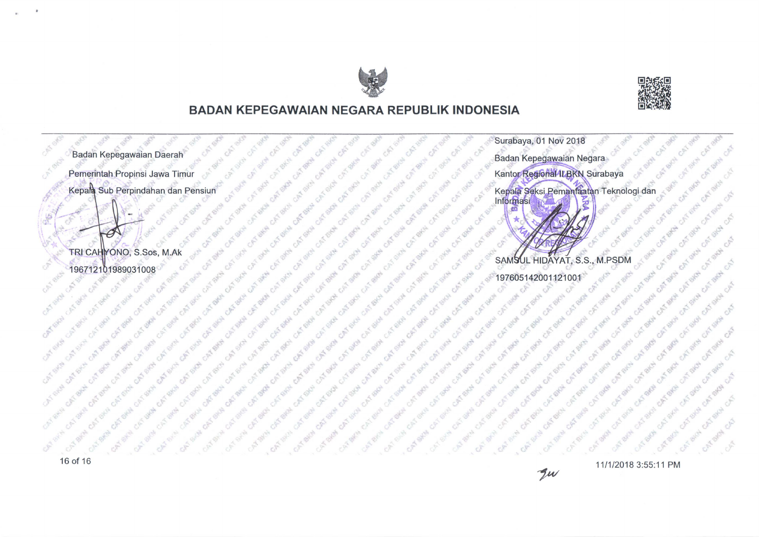# BADAN KEPEGAWAIAN NEGARA REPUBLIK INDONESIA

Badan Kepegawaian Daerah

Pemerintah Propinsi Jawa Timur

Kepala Sub Perpindahan dan Pensiun

TRI CAHYONO, S.Sos, M.Ak

196712101989031008

Surabaya, 01 Nov 2018

Badan Kepegawaian Negara

Kantor Regional II BKN Surabaya

Kepala Seksi Pemanfaatan Teknologi dan Informasi

SAMSUL HIDAYAT, S.S., M.PSDM

197605142001121001

11/1/2018 3:55:11 PM